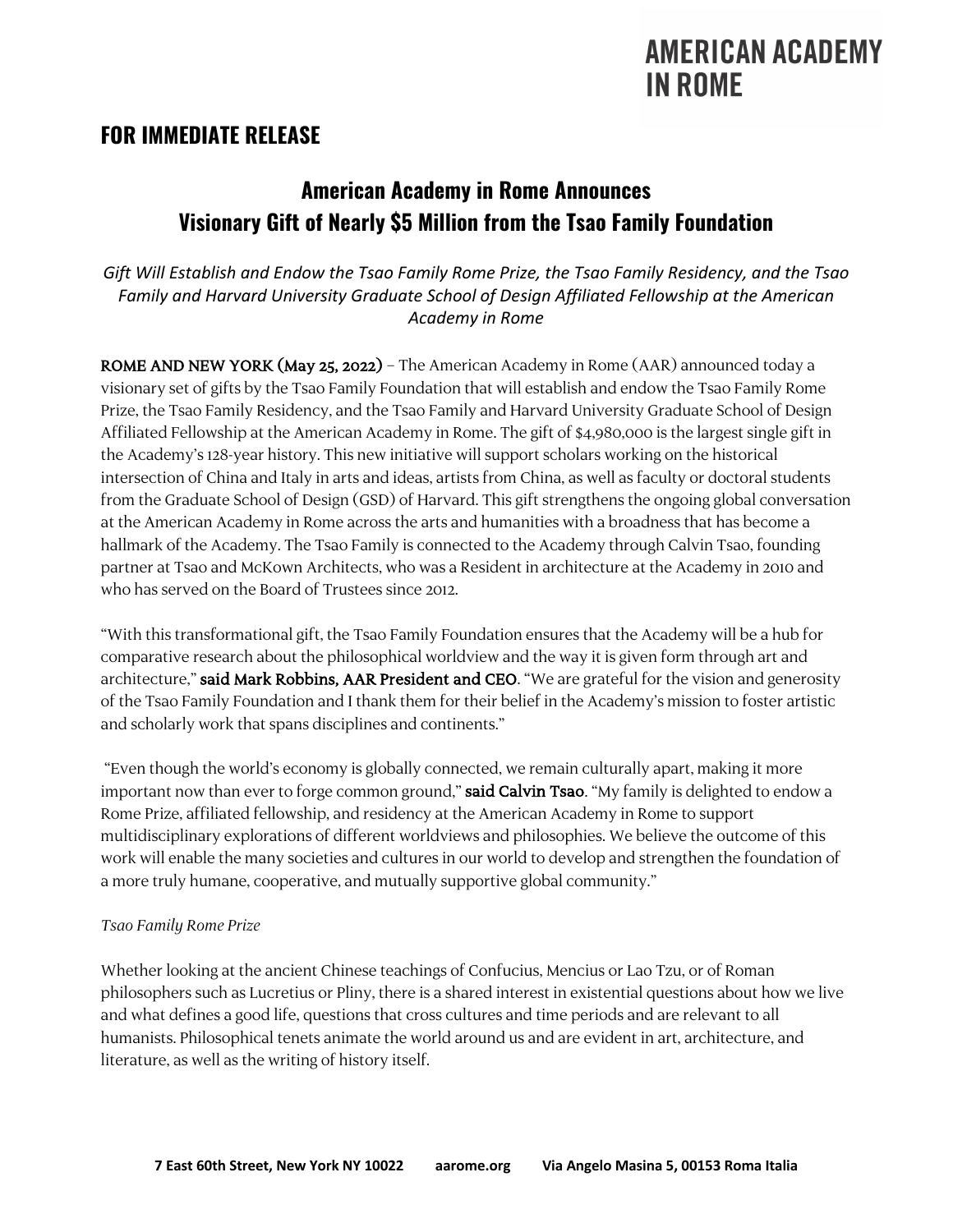# AMERICAN ACADEMY IN ROME

## FOR IMMEDIATE RELEASE

## American Academy in Rome Announces Visionary Gift of Nearly $5 Million from the Tsao Family Foundation

*Gift Will Establish and Endow the Tsao Family Rome Prize, the Tsao Family Residency, and the Tsao Family and Harvard University Graduate School of Design Affiliated Fellowship at the American Academy in Rome*

**ROME AND NEW YORK (May 25, 2022)** – The American Academy in Rome (AAR) announced today a visionary set of gifts by the Tsao Family Foundation that will establish and endow the Tsao Family Rome Prize, the Tsao Family Residency, and the Tsao Family and Harvard University Graduate School of Design Affiliated Fellowship at the American Academy in Rome. The gift of $4,980,000 is the largest single gift in the Academy's 128-year history. This new initiative will support scholars working on the historical intersection of China and Italy in arts and ideas, artists from China, as well as faculty or doctoral students from the Graduate School of Design (GSD) of Harvard. This gift strengthens the ongoing global conversation at the American Academy in Rome across the arts and humanities with a broadness that has become a hallmark of the Academy. The Tsao Family is connected to the Academy through Calvin Tsao, founding partner at Tsao and McKown Architects, who was a Resident in architecture at the Academy in 2010 and who has served on the Board of Trustees since 2012.

"With this transformational gift, the Tsao Family Foundation ensures that the Academy will be a hub for comparative research about the philosophical worldview and the way it is given form through art and architecture," **said Mark Robbins, AAR President and CEO**. "We are grateful for the vision and generosity of the Tsao Family Foundation and I thank them for their belief in the Academy's mission to foster artistic and scholarly work that spans disciplines and continents."

"Even though the world's economy is globally connected, we remain culturally apart, making it more important now than ever to forge common ground," **said Calvin Tsao**. "My family is delighted to endow a Rome Prize, affiliated fellowship, and residency at the American Academy in Rome to support multidisciplinary explorations of different worldviews and philosophies. We believe the outcome of this work will enable the many societies and cultures in our world to develop and strengthen the foundation of a more truly humane, cooperative, and mutually supportive global community."

*Tsao Family Rome Prize*

Whether looking at the ancient Chinese teachings of Confucius, Mencius or Lao Tzu, or of Roman philosophers such as Lucretius or Pliny, there is a shared interest in existential questions about how we live and what defines a good life, questions that cross cultures and time periods and are relevant to all humanists. Philosophical tenets animate the world around us and are evident in art, architecture, and literature, as well as the writing of history itself.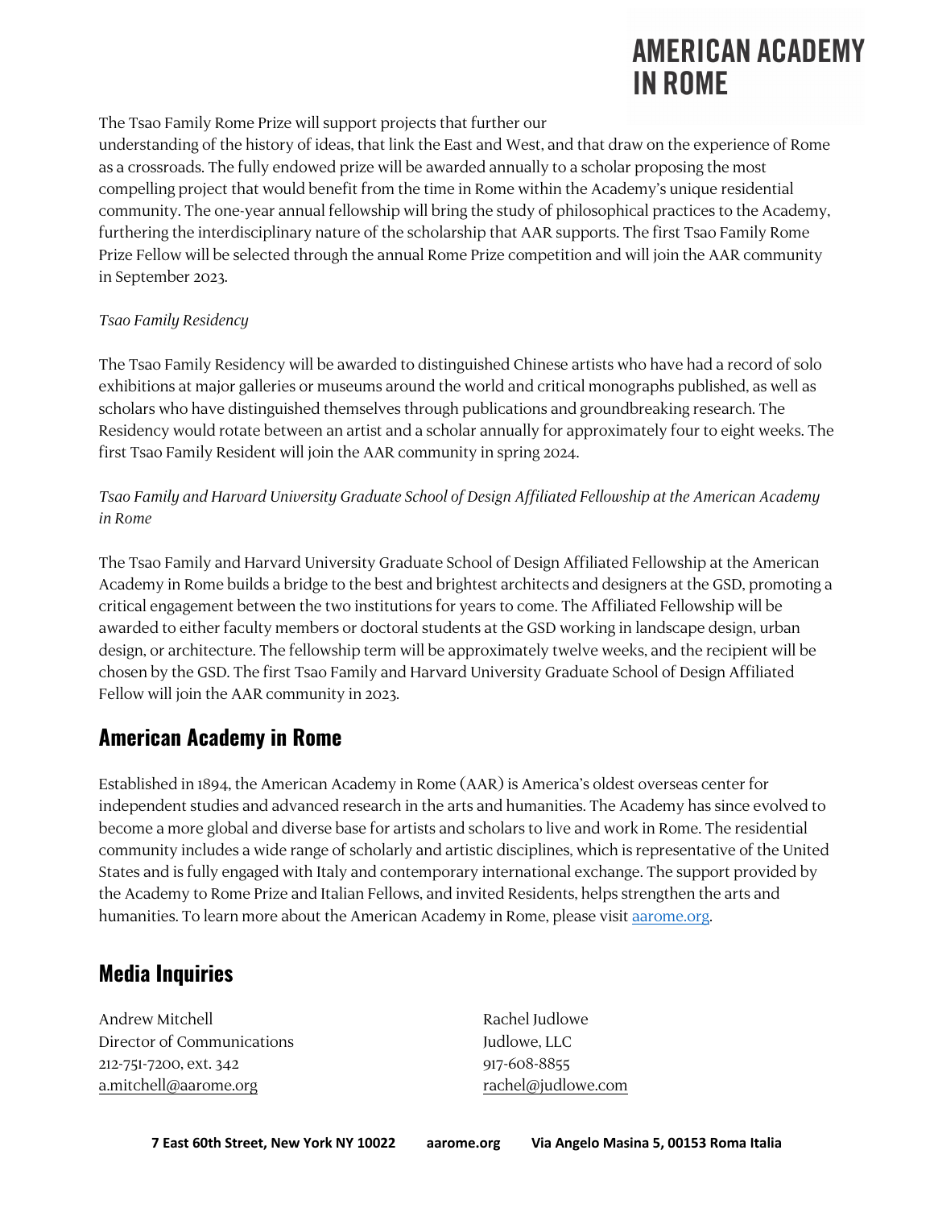The Tsao Family Rome Prize will support projects that further our understanding of the history of ideas, that link the East and West, and that draw on the experience of Rome as a crossroads. The fully endowed prize will be awarded annually to a scholar proposing the most compelling project that would benefit from the time in Rome within the Academy's unique residential community. The one-year annual fellowship will bring the study of philosophical practices to the Academy, furthering the interdisciplinary nature of the scholarship that AAR supports. The first Tsao Family Rome Prize Fellow will be selected through the annual Rome Prize competition and will join the AAR community in September 2023.

*Tsao Family Residency*

The Tsao Family Residency will be awarded to distinguished Chinese artists who have had a record of solo exhibitions at major galleries or museums around the world and critical monographs published, as well as scholars who have distinguished themselves through publications and groundbreaking research. The Residency would rotate between an artist and a scholar annually for approximately four to eight weeks. The first Tsao Family Resident will join the AAR community in spring 2024.

*Tsao Family and Harvard University Graduate School of Design Affiliated Fellowship at the American Academy in Rome*

The Tsao Family and Harvard University Graduate School of Design Affiliated Fellowship at the American Academy in Rome builds a bridge to the best and brightest architects and designers at the GSD, promoting a critical engagement between the two institutions for years to come. The Affiliated Fellowship will be awarded to either faculty members or doctoral students at the GSD working in landscape design, urban design, or architecture. The fellowship term will be approximately twelve weeks, and the recipient will be chosen by the GSD. The first Tsao Family and Harvard University Graduate School of Design Affiliated Fellow will join the AAR community in 2023.

## American Academy in Rome

Established in 1894, the American Academy in Rome (AAR) is America's oldest overseas center for independent studies and advanced research in the arts and humanities. The Academy has since evolved to become a more global and diverse base for artists and scholars to live and work in Rome. The residential community includes a wide range of scholarly and artistic disciplines, which is representative of the United States and is fully engaged with Italy and contemporary international exchange. The support provided by the Academy to Rome Prize and Italian Fellows, and invited Residents, helps strengthen the arts and humanities. To learn more about the American Academy in Rome, please visit [aarome.org](https://aarome.org).

## Media Inquiries

Andrew Mitchell
Director of Communications
212-751-7200, ext. 342
a.mitchell@aarome.org

Rachel Judlowe
Judlowe, LLC
917-608-8855
rachel@judlowe.com

**7 East 60th Street, New York NY 10022 aarome.org Via Angelo Masina 5, 00153 Roma Italia**